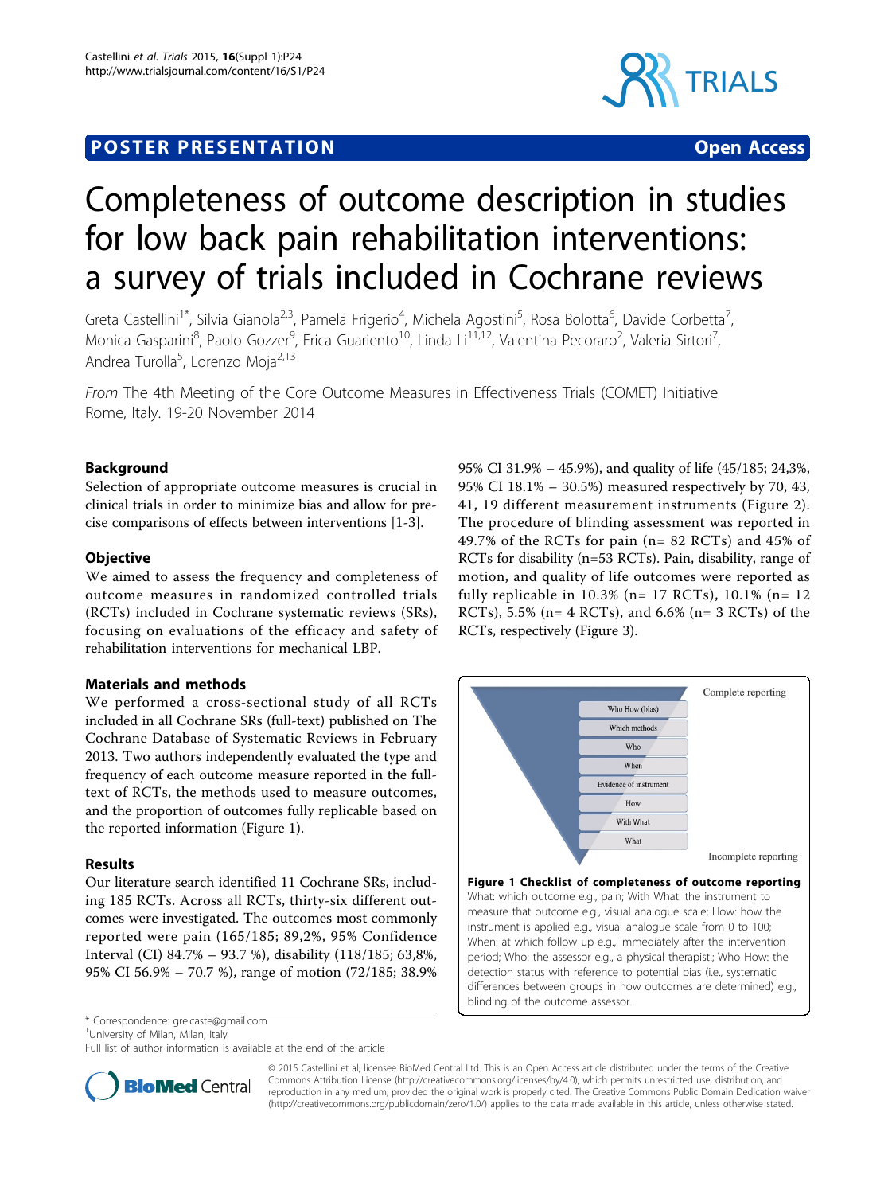**POSTER PRESENTATION** **Open Access**

# Completeness of outcome description in studies for low back pain rehabilitation interventions: a survey of trials included in Cochrane reviews

Greta Castellini[1*], Silvia Gianola[2,3], Pamela Frigerio[4], Michela Agostini[5], Rosa Bolotta[6], Davide Corbetta[7], Monica Gasparini[8], Paolo Gozzer[9], Erica Guariento[10], Linda Li[11,12], Valentina Pecoraro[2], Valeria Sirtori[7], Andrea Turolla[5], Lorenzo Moja[2,13]

*From* The 4th Meeting of the Core Outcome Measures in Effectiveness Trials (COMET) Initiative
Rome, Italy. 19-20 November 2014

## Background

Selection of appropriate outcome measures is crucial in clinical trials in order to minimize bias and allow for precise comparisons of effects between interventions [1-3].

## Objective

We aimed to assess the frequency and completeness of outcome measures in randomized controlled trials (RCTs) included in Cochrane systematic reviews (SRs), focusing on evaluations of the efficacy and safety of rehabilitation interventions for mechanical LBP.

## Materials and methods

We performed a cross-sectional study of all RCTs included in all Cochrane SRs (full-text) published on The Cochrane Database of Systematic Reviews in February 2013. Two authors independently evaluated the type and frequency of each outcome measure reported in the full-text of RCTs, the methods used to measure outcomes, and the proportion of outcomes fully replicable based on the reported information (Figure 1).

## Results

Our literature search identified 11 Cochrane SRs, including 185 RCTs. Across all RCTs, thirty-six different outcomes were investigated. The outcomes most commonly reported were pain (165/185; 89,2%, 95% Confidence Interval (CI) 84.7% – 93.7 %), disability (118/185; 63,8%, 95% CI 56.9% – 70.7 %), range of motion (72/185; 38.9% 95% CI 31.9% – 45.9%), and quality of life (45/185; 24,3%, 95% CI 18.1% – 30.5%) measured respectively by 70, 43, 41, 19 different measurement instruments (Figure 2). The procedure of blinding assessment was reported in 49.7% of the RCTs for pain (n= 82 RCTs) and 45% of RCTs for disability (n=53 RCTs). Pain, disability, range of motion, and quality of life outcomes were reported as fully replicable in 10.3% (n= 17 RCTs), 10.1% (n= 12 RCTs), 5.5% (n= 4 RCTs), and 6.6% (n= 3 RCTs) of the RCTs, respectively (Figure 3).

Complete reporting

Who How (bias)
Which methods
Who
When
Evidence of instrument
How
With What
What

Incomplete reporting

**Figure 1 Checklist of completeness of outcome reporting** What: which outcome e.g., pain; With What: the instrument to measure that outcome e.g., visual analogue scale; How: how the instrument is applied e.g., visual analogue scale from 0 to 100; When: at which follow up e.g., immediately after the intervention period; Who: the assessor e.g., a physical therapist.; Who How: the detection status with reference to potential bias (i.e., systematic differences between groups in how outcomes are determined) e.g., blinding of the outcome assessor.

\* Correspondence: gre.caste@gmail.com
[1]University of Milan, Milan, Italy
Full list of author information is available at the end of the article

© 2015 Castellini et al; licensee BioMed Central Ltd. This is an Open Access article distributed under the terms of the Creative Commons Attribution License (http://creativecommons.org/licenses/by/4.0), which permits unrestricted use, distribution, and reproduction in any medium, provided the original work is properly cited. The Creative Commons Public Domain Dedication waiver (http://creativecommons.org/publicdomain/zero/1.0/) applies to the data made available in this article, unless otherwise stated.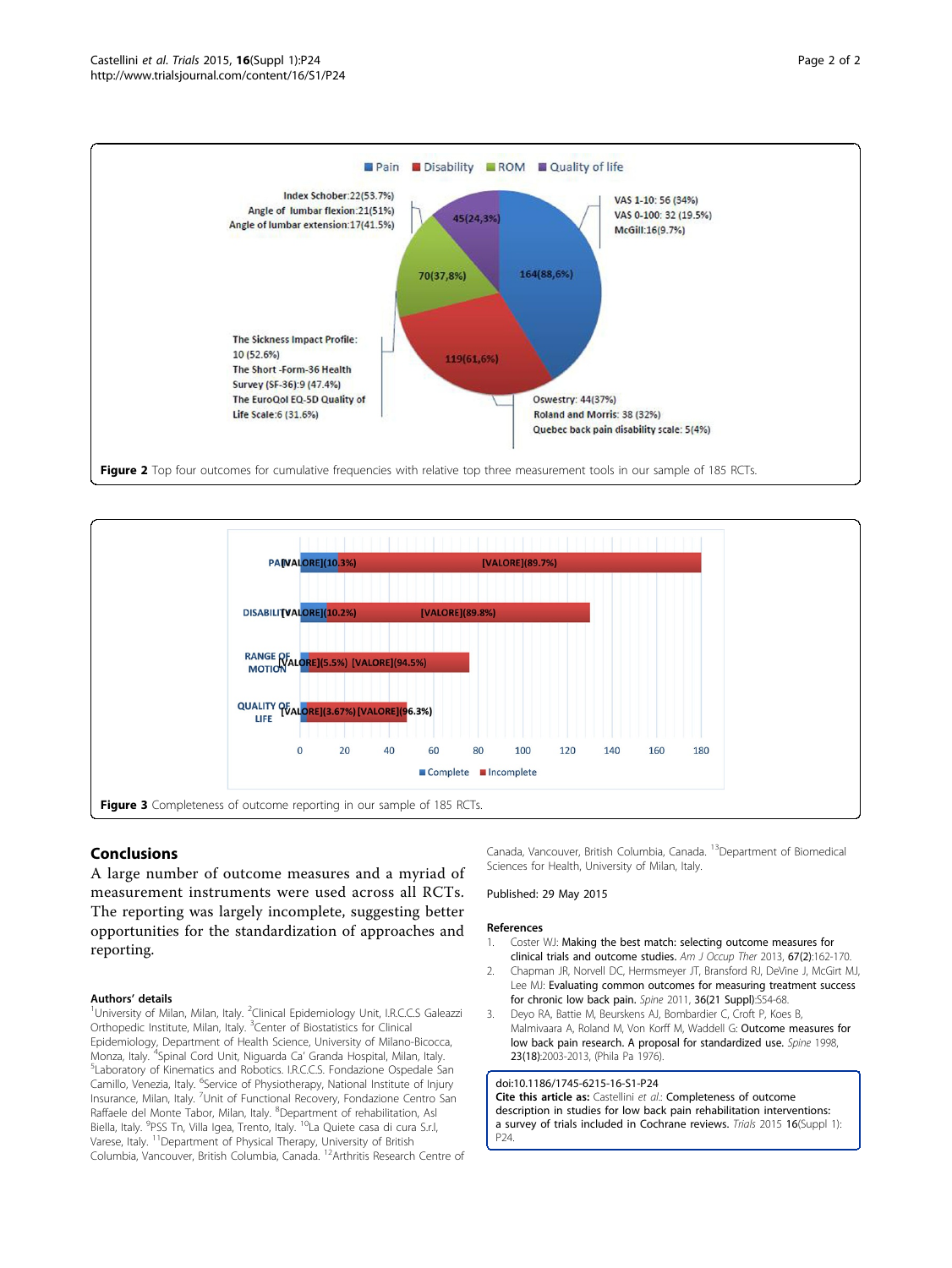Pain Disability ROM Quality of life

Index Schober:22(53.7%)
Angle of lumbar flexion:21(51%)
Angle of lumbar extension:17(41.5%)

45(24,3%)

VAS 1-10: 56 (34%)
VAS 0-100: 32 (19.5%)
McGill:16(9.7%)

70(37,8%)

164(88,6%)

The Sickness Impact Profile: 10 (52.6%)
The Short -Form-36 Health Survey (SF-36):9 (47.4%)
The EuroQol EQ-5D Quality of Life Scale:6 (31.6%)

119(61,6%)

Oswestry: 44(37%)
Roland and Morris: 38 (32%)
Quebec back pain disability scale: 5(4%)

**Figure 2** Top four outcomes for cumulative frequencies with relative top three measurement tools in our sample of 185 RCTs.

PAIN [VALORE](10.3%) [VALORE](89.7%)

DISABILITY [VALORE](10.2%) [VALORE](89.8%)

RANGE OF MOTION [VALORE](5.5%) [VALORE](94.5%)

QUALITY OF LIFE [VALORE](3.67%) [VALORE](96.3%)

0 20 40 60 80 100 120 140 160 180

Complete Incomplete

**Figure 3** Completeness of outcome reporting in our sample of 185 RCTs.

## Conclusions

A large number of outcome measures and a myriad of measurement instruments were used across all RCTs. The reporting was largely incomplete, suggesting better opportunities for the standardization of approaches and reporting.

### Authors' details

[1]University of Milan, Milan, Italy. [2]Clinical Epidemiology Unit, I.R.C.C.S Galeazzi Orthopedic Institute, Milan, Italy. [3]Center of Biostatistics for Clinical Epidemiology, Department of Health Science, University of Milano-Bicocca, Monza, Italy. [4]Spinal Cord Unit, Niguarda Ca' Granda Hospital, Milan, Italy. [5]Laboratory of Kinematics and Robotics. I.R.C.C.S. Fondazione Ospedale San Camillo, Venezia, Italy. [6]Service of Physiotherapy, National Institute of Injury Insurance, Milan, Italy. [7]Unit of Functional Recovery, Fondazione Centro San Raffaele del Monte Tabor, Milan, Italy. [8]Department of rehabilitation, Asl Biella, Italy. [9]PSS Tn, Villa Igea, Trento, Italy. [10]La Quiete casa di cura S.r.l, Varese, Italy. [11]Department of Physical Therapy, University of British Columbia, Vancouver, British Columbia, Canada. [12]Arthritis Research Centre of Canada, Vancouver, British Columbia, Canada. [13]Department of Biomedical Sciences for Health, University of Milan, Italy.

Published: 29 May 2015

### References

1. Coster WJ: **Making the best match: selecting outcome measures for clinical trials and outcome studies.** *Am J Occup Ther* 2013, **67(2)**:162-170.
2. Chapman JR, Norvell DC, Hermsmeyer JT, Bransford RJ, DeVine J, McGirt MJ, Lee MJ: **Evaluating common outcomes for measuring treatment success for chronic low back pain.** *Spine* 2011, **36(21 Suppl)**:S54-68.
3. Deyo RA, Battie M, Beurskens AJ, Bombardier C, Croft P, Koes B, Malmivaara A, Roland M, Von Korff M, Waddell G: **Outcome measures for low back pain research. A proposal for standardized use.** *Spine* 1998, **23(18)**:2003-2013, (Phila Pa 1976).

doi:10.1186/1745-6215-16-S1-P24
**Cite this article as:** Castellini *et al.*: Completeness of outcome description in studies for low back pain rehabilitation interventions: a survey of trials included in Cochrane reviews. *Trials* 2015 **16**(Suppl 1): P24.